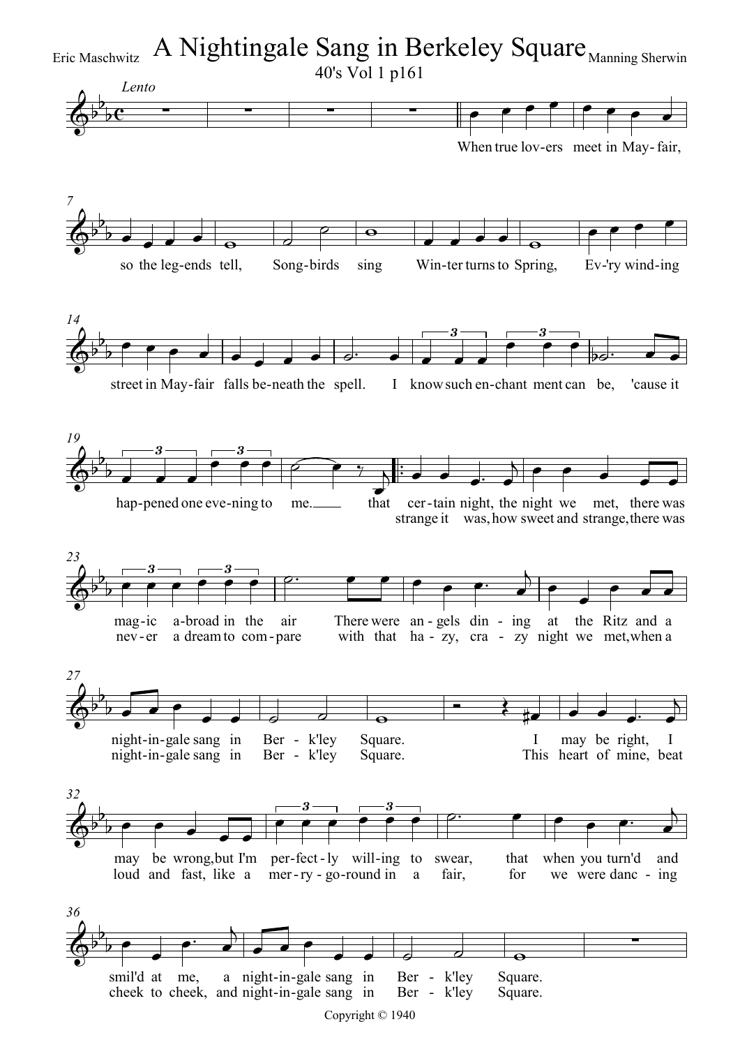Eric Maschwitz

# A Nightingale Sang in Berkeley Square

40's Vol 1 p161

Manning Sherwin

*Lento*

When true lov-ers meet in May-fair, so the leg-ends tell, Song-birds sing Win-ter turns to Spring, Ev-'ry wind-ing street in May-fair falls be-neath the spell. I know such en-chant ment can be, 'cause it hap-pened one eve-ning to me. that cer-tain night, the night we met, there was mag-ic a-broad in the air There were an-gels din-ing at the Ritz and a night-in-gale sang in Ber-k'ley Square. I may be right, I may be wrong, but I'm per-fect-ly will-ing to swear, that when you turn'd and smil'd at me, a night-in-gale sang in Ber-k'ley Square.

strange it was, how sweet and strange, there was nev-er a dream to com-pare with that ha-zy, cra-zy night we met, when a night-in-gale sang in Ber-k'ley Square. This heart of mine, beat loud and fast, like a mer-ry-go-round in a fair, for we were danc-ing cheek to cheek, and night-in-gale sang in Ber-k'ley Square.

Copyright © 1940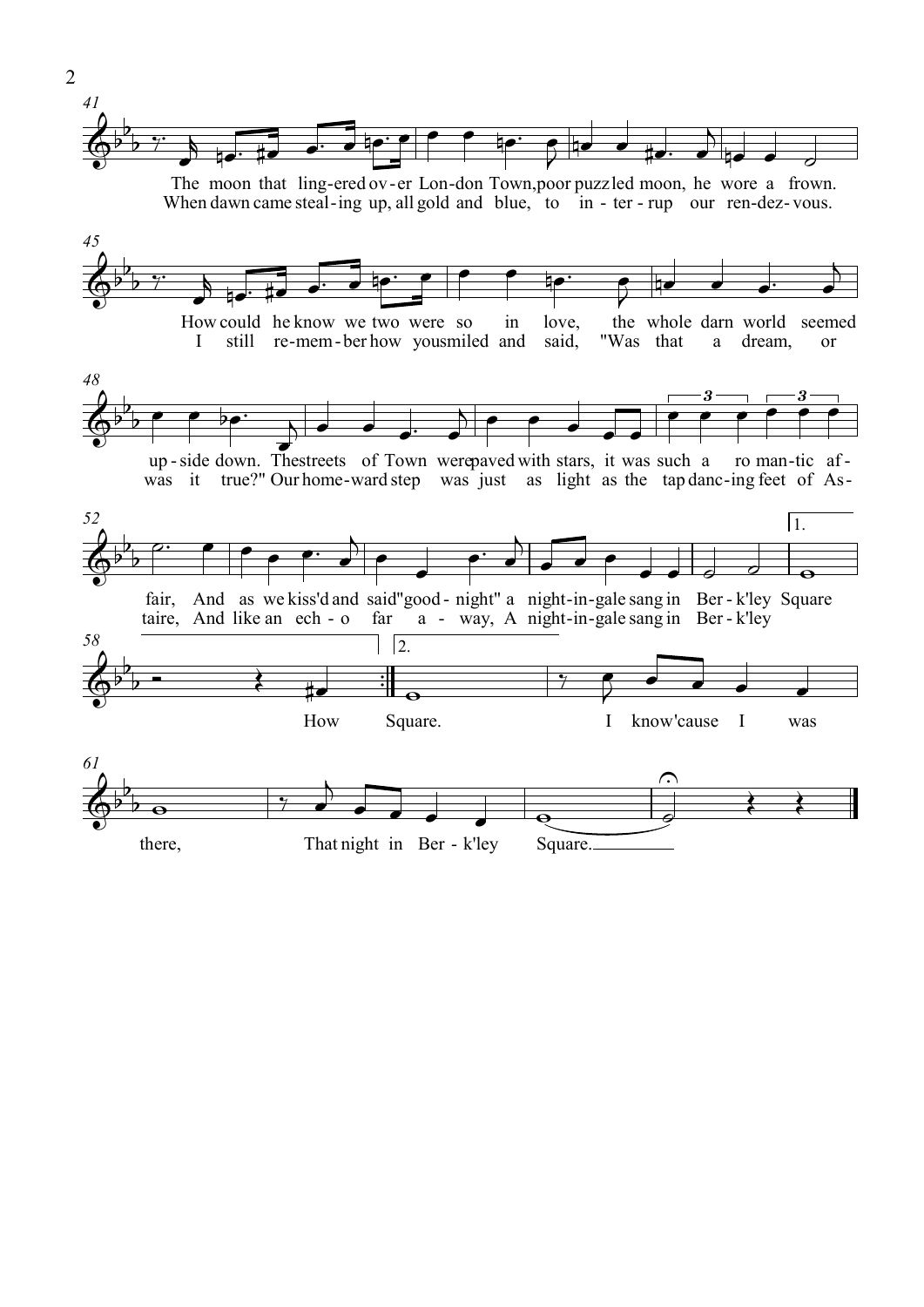The moon that ling-ered ov-er Lon-don Town, poor puzz led moon, he wore a frown.
When dawn came steal-ing up, all gold and blue, to in-ter-rup our ren-dez-vous.

How could he know we two were so in love, the whole darn world seemed
I still re-mem-ber how you smiled and said, "Was that a dream, or

up-side down. The streets of Town were paved with stars, it was such a ro man-tic af-
was it true?" Our home-ward step was just as light as the tap danc-ing feet of As-

fair, And as we kiss'd and said "good-night" a night-in-gale sang in Ber-k'ley Square
taire, And like an ech-o far a-way, A night-in-gale sang in Ber-k'ley

1.

How

2.

Square. I know 'cause I was

there, That night in Ber-k'ley Square.